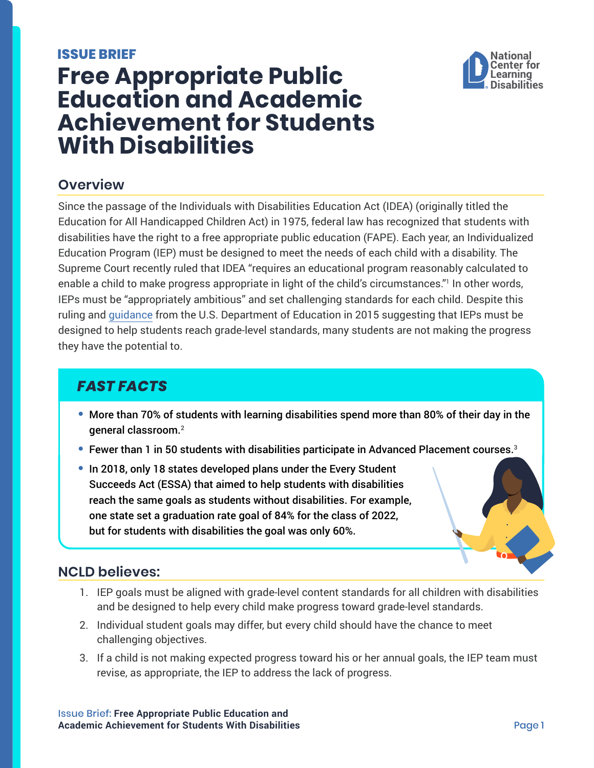**ISSUE BRIEF**

# Free Appropriate Public Education and Academic Achievement for Students With Disabilities

National Center for Learning Disabilities

## Overview

Since the passage of the Individuals with Disabilities Education Act (IDEA) (originally titled the Education for All Handicapped Children Act) in 1975, federal law has recognized that students with disabilities have the right to a free appropriate public education (FAPE). Each year, an Individualized Education Program (IEP) must be designed to meet the needs of each child with a disability. The Supreme Court recently ruled that IDEA "requires an educational program reasonably calculated to enable a child to make progress appropriate in light of the child's circumstances."[1] In other words, IEPs must be "appropriately ambitious" and set challenging standards for each child. Despite this ruling and guidance from the U.S. Department of Education in 2015 suggesting that IEPs must be designed to help students reach grade-level standards, many students are not making the progress they have the potential to.

### *FAST FACTS*

- More than 70% of students with learning disabilities spend more than 80% of their day in the general classroom.[2]
- Fewer than 1 in 50 students with disabilities participate in Advanced Placement courses.[3]
- In 2018, only 18 states developed plans under the Every Student Succeeds Act (ESSA) that aimed to help students with disabilities reach the same goals as students without disabilities. For example, one state set a graduation rate goal of 84% for the class of 2022, but for students with disabilities the goal was only 60%.

## NCLD believes:

1. IEP goals must be aligned with grade-level content standards for all children with disabilities and be designed to help every child make progress toward grade-level standards.
2. Individual student goals may differ, but every child should have the chance to meet challenging objectives.
3. If a child is not making expected progress toward his or her annual goals, the IEP team must revise, as appropriate, the IEP to address the lack of progress.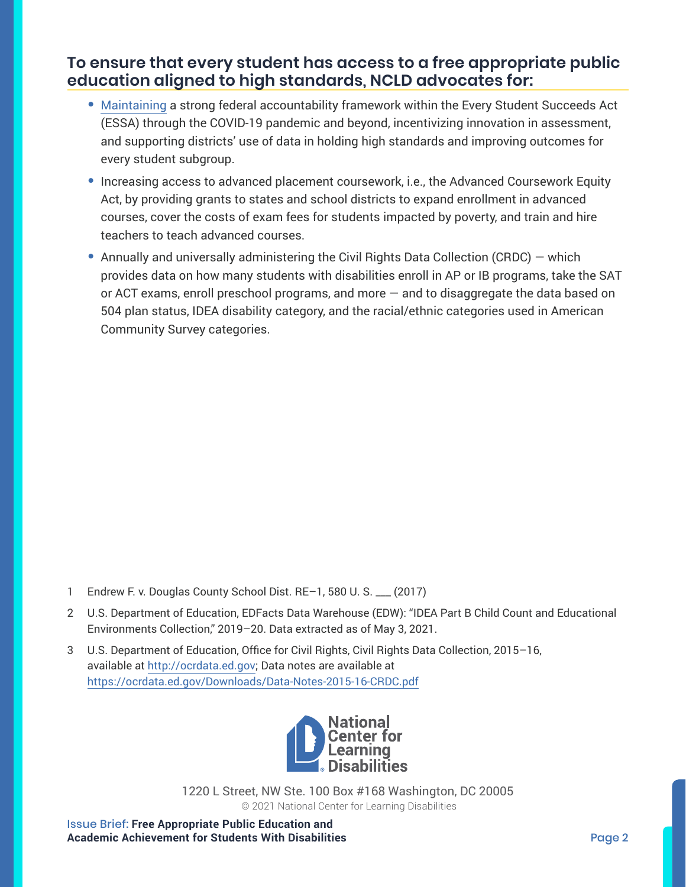## To ensure that every student has access to a free appropriate public education aligned to high standards, NCLD advocates for:

- Maintaining a strong federal accountability framework within the Every Student Succeeds Act (ESSA) through the COVID-19 pandemic and beyond, incentivizing innovation in assessment, and supporting districts' use of data in holding high standards and improving outcomes for every student subgroup.
- Increasing access to advanced placement coursework, i.e., the Advanced Coursework Equity Act, by providing grants to states and school districts to expand enrollment in advanced courses, cover the costs of exam fees for students impacted by poverty, and train and hire teachers to teach advanced courses.
- Annually and universally administering the Civil Rights Data Collection (CRDC) — which provides data on how many students with disabilities enroll in AP or IB programs, take the SAT or ACT exams, enroll preschool programs, and more — and to disaggregate the data based on 504 plan status, IDEA disability category, and the racial/ethnic categories used in American Community Survey categories.

1 Endrew F. v. Douglas County School Dist. RE–1, 580 U. S. ___ (2017)

2 U.S. Department of Education, EDFacts Data Warehouse (EDW): "IDEA Part B Child Count and Educational Environments Collection," 2019–20. Data extracted as of May 3, 2021.

3 U.S. Department of Education, Office for Civil Rights, Civil Rights Data Collection, 2015–16, available at http://ocrdata.ed.gov; Data notes are available at https://ocrdata.ed.gov/Downloads/Data-Notes-2015-16-CRDC.pdf

National Center for Learning Disabilities

1220 L Street, NW Ste. 100 Box #168 Washington, DC 20005

© 2021 National Center for Learning Disabilities